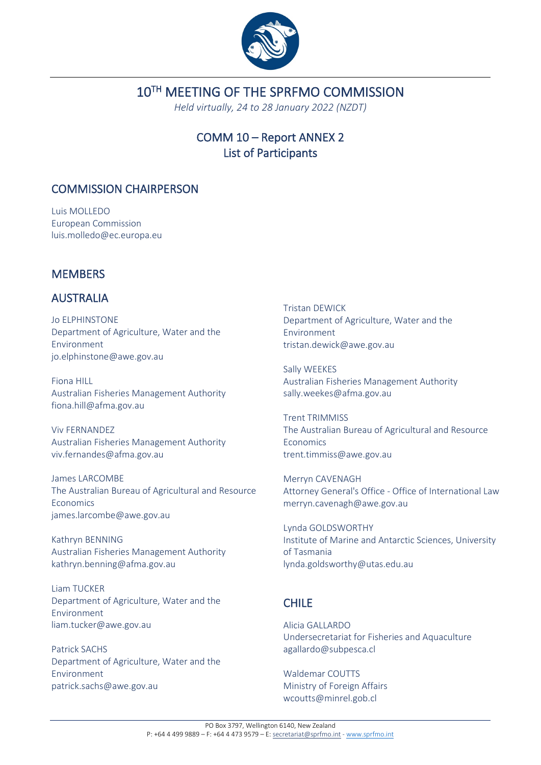# 10TH MEETING OF THE SPRFMO COMMISSION

*Held virtually, 24 to 28 January 2022 (NZDT)*

## COMM 10 – Report ANNEX 2
## List of Participants

## COMMISSION CHAIRPERSON

Luis MOLLEDO
European Commission
luis.molledo@ec.europa.eu

## MEMBERS

## AUSTRALIA

Jo ELPHINSTONE
Department of Agriculture, Water and the Environment
jo.elphinstone@awe.gov.au

Fiona HILL
Australian Fisheries Management Authority
fiona.hill@afma.gov.au

Viv FERNANDEZ
Australian Fisheries Management Authority
viv.fernandes@afma.gov.au

James LARCOMBE
The Australian Bureau of Agricultural and Resource Economics
james.larcombe@awe.gov.au

Kathryn BENNING
Australian Fisheries Management Authority
kathryn.benning@afma.gov.au

Liam TUCKER
Department of Agriculture, Water and the Environment
liam.tucker@awe.gov.au

Patrick SACHS
Department of Agriculture, Water and the Environment
patrick.sachs@awe.gov.au

Tristan DEWICK
Department of Agriculture, Water and the Environment
tristan.dewick@awe.gov.au

Sally WEEKES
Australian Fisheries Management Authority
sally.weekes@afma.gov.au

Trent TRIMMISS
The Australian Bureau of Agricultural and Resource Economics
trent.timmiss@awe.gov.au

Merryn CAVENAGH
Attorney General's Office - Office of International Law
merryn.cavenagh@awe.gov.au

Lynda GOLDSWORTHY
Institute of Marine and Antarctic Sciences, University of Tasmania
lynda.goldsworthy@utas.edu.au

## CHILE

Alicia GALLARDO
Undersecretariat for Fisheries and Aquaculture
agallardo@subpesca.cl

Waldemar COUTTS
Ministry of Foreign Affairs
wcoutts@minrel.gob.cl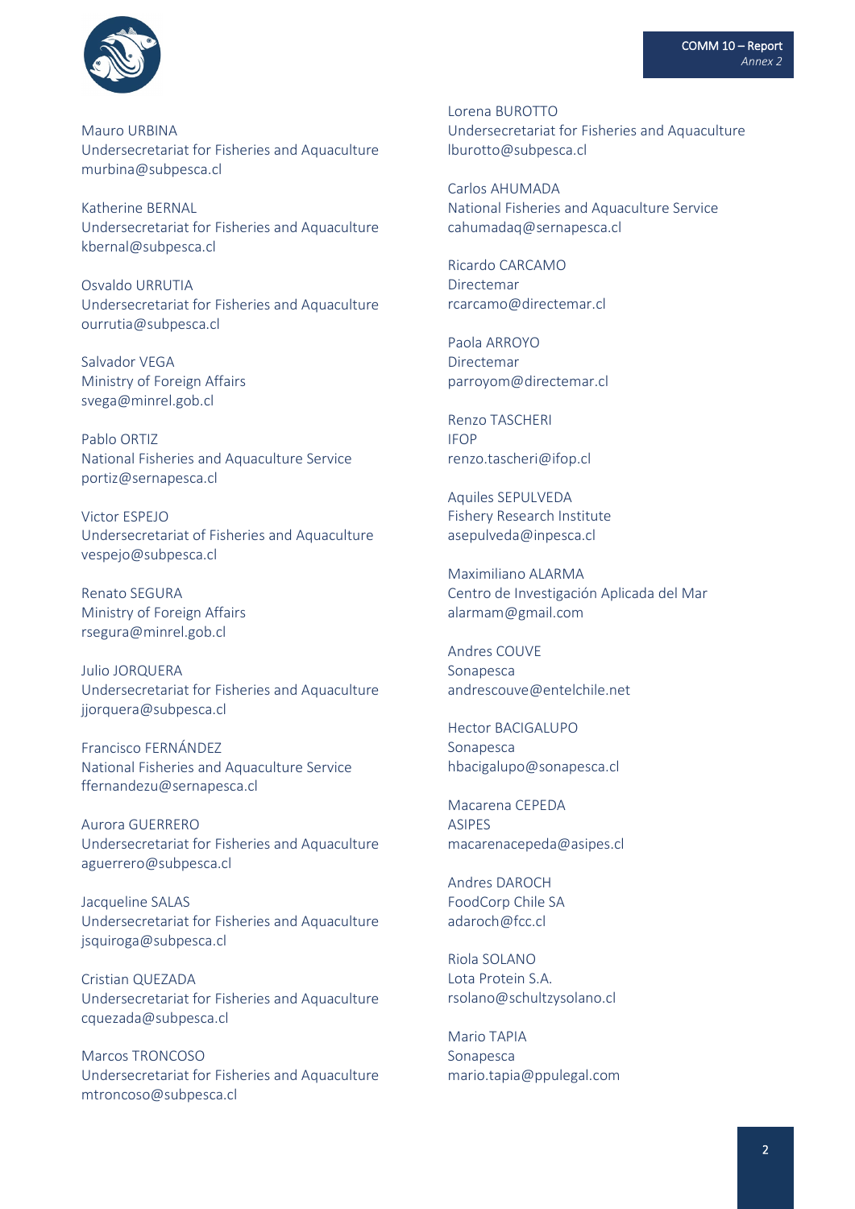Mauro URBINA
Undersecretariat for Fisheries and Aquaculture
murbina@subpesca.cl

Katherine BERNAL
Undersecretariat for Fisheries and Aquaculture
kbernal@subpesca.cl

Osvaldo URRUTIA
Undersecretariat for Fisheries and Aquaculture
ourrutia@subpesca.cl

Salvador VEGA
Ministry of Foreign Affairs
svega@minrel.gob.cl

Pablo ORTIZ
National Fisheries and Aquaculture Service
portiz@sernapesca.cl

Victor ESPEJO
Undersecretariat of Fisheries and Aquaculture
vespejo@subpesca.cl

Renato SEGURA
Ministry of Foreign Affairs
rsegura@minrel.gob.cl

Julio JORQUERA
Undersecretariat for Fisheries and Aquaculture
jjorquera@subpesca.cl

Francisco FERNÁNDEZ
National Fisheries and Aquaculture Service
ffernandezu@sernapesca.cl

Aurora GUERRERO
Undersecretariat for Fisheries and Aquaculture
aguerrero@subpesca.cl

Jacqueline SALAS
Undersecretariat for Fisheries and Aquaculture
jsquiroga@subpesca.cl

Cristian QUEZADA
Undersecretariat for Fisheries and Aquaculture
cquezada@subpesca.cl

Marcos TRONCOSO
Undersecretariat for Fisheries and Aquaculture
mtroncoso@subpesca.cl

Lorena BUROTTO
Undersecretariat for Fisheries and Aquaculture
lburotto@subpesca.cl

Carlos AHUMADA
National Fisheries and Aquaculture Service
cahumadaq@sernapesca.cl

Ricardo CARCAMO
Directemar
rcarcamo@directemar.cl

Paola ARROYO
Directemar
parroyom@directemar.cl

Renzo TASCHERI
IFOP
renzo.tascheri@ifop.cl

Aquiles SEPULVEDA
Fishery Research Institute
asepulveda@inpesca.cl

Maximiliano ALARMA
Centro de Investigación Aplicada del Mar
alarmam@gmail.com

Andres COUVE
Sonapesca
andrescouve@entelchile.net

Hector BACIGALUPO
Sonapesca
hbacigalupo@sonapesca.cl

Macarena CEPEDA
ASIPES
macarenacepeda@asipes.cl

Andres DAROCH
FoodCorp Chile SA
adaroch@fcc.cl

Riola SOLANO
Lota Protein S.A.
rsolano@schultzysolano.cl

Mario TAPIA
Sonapesca
mario.tapia@ppulegal.com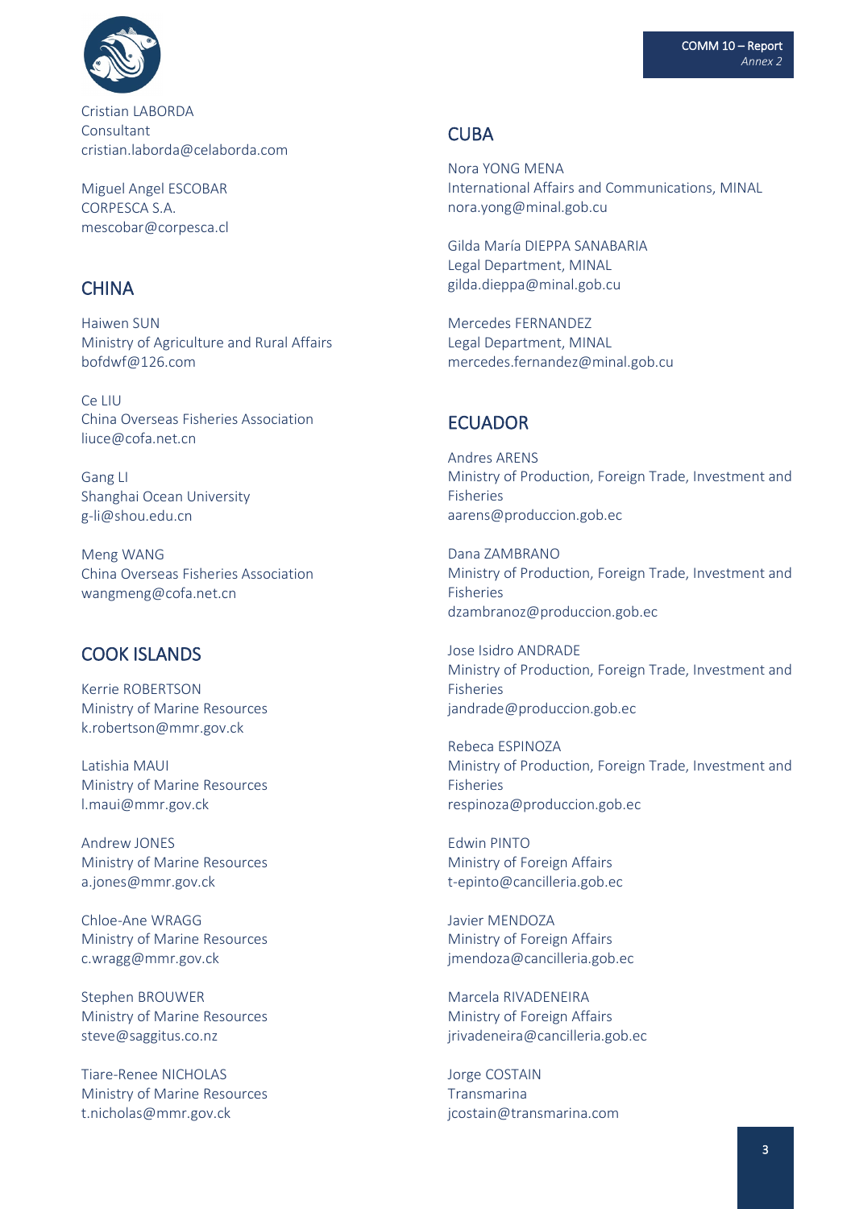Cristian LABORDA
Consultant
cristian.laborda@celaborda.com

Miguel Angel ESCOBAR
CORPESCA S.A.
mescobar@corpesca.cl

## CHINA

Haiwen SUN
Ministry of Agriculture and Rural Affairs
bofdwf@126.com

Ce LIU
China Overseas Fisheries Association
liuce@cofa.net.cn

Gang LI
Shanghai Ocean University
g-li@shou.edu.cn

Meng WANG
China Overseas Fisheries Association
wangmeng@cofa.net.cn

## COOK ISLANDS

Kerrie ROBERTSON
Ministry of Marine Resources
k.robertson@mmr.gov.ck

Latishia MAUI
Ministry of Marine Resources
l.maui@mmr.gov.ck

Andrew JONES
Ministry of Marine Resources
a.jones@mmr.gov.ck

Chloe-Ane WRAGG
Ministry of Marine Resources
c.wragg@mmr.gov.ck

Stephen BROUWER
Ministry of Marine Resources
steve@saggitus.co.nz

Tiare-Renee NICHOLAS
Ministry of Marine Resources
t.nicholas@mmr.gov.ck

## CUBA

Nora YONG MENA
International Affairs and Communications, MINAL
nora.yong@minal.gob.cu

Gilda María DIEPPA SANABARIA
Legal Department, MINAL
gilda.dieppa@minal.gob.cu

Mercedes FERNANDEZ
Legal Department, MINAL
mercedes.fernandez@minal.gob.cu

## ECUADOR

Andres ARENS
Ministry of Production, Foreign Trade, Investment and Fisheries
aarens@produccion.gob.ec

Dana ZAMBRANO
Ministry of Production, Foreign Trade, Investment and Fisheries
dzambranoz@produccion.gob.ec

Jose Isidro ANDRADE
Ministry of Production, Foreign Trade, Investment and Fisheries
jandrade@produccion.gob.ec

Rebeca ESPINOZA
Ministry of Production, Foreign Trade, Investment and Fisheries
respinoza@produccion.gob.ec

Edwin PINTO
Ministry of Foreign Affairs
t-epinto@cancilleria.gob.ec

Javier MENDOZA
Ministry of Foreign Affairs
jmendoza@cancilleria.gob.ec

Marcela RIVADENEIRA
Ministry of Foreign Affairs
jrivadeneira@cancilleria.gob.ec

Jorge COSTAIN
Transmarina
jcostain@transmarina.com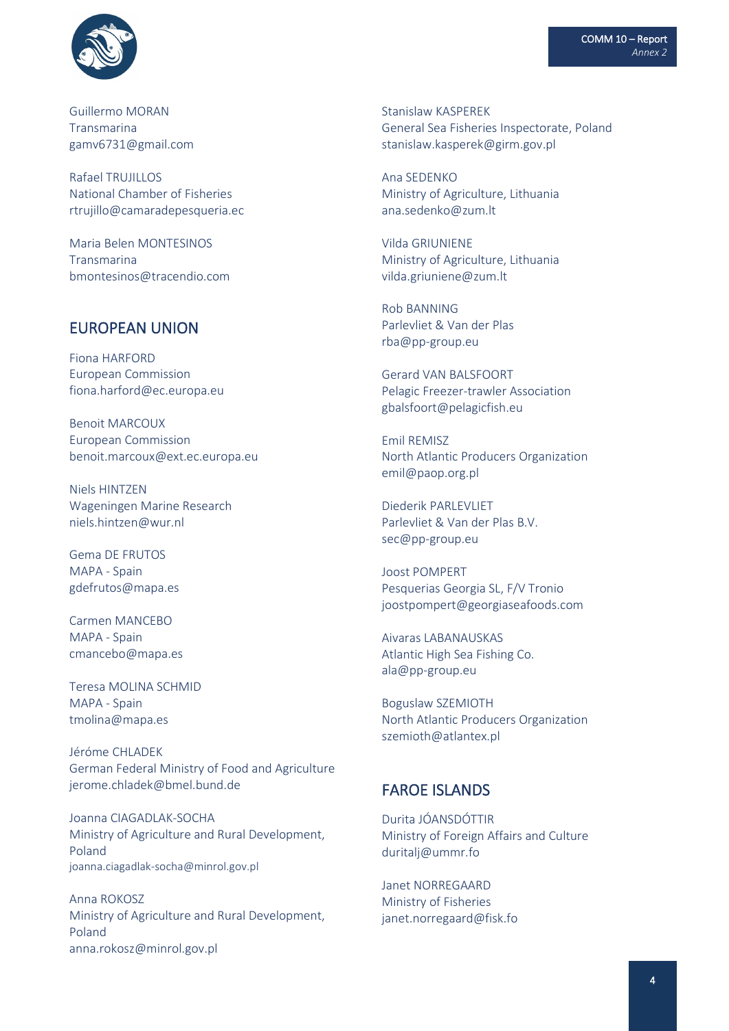Guillermo MORAN
Transmarina
gamv6731@gmail.com

Rafael TRUJILLOS
National Chamber of Fisheries
rtrujillo@camaradepesqueria.ec

Maria Belen MONTESINOS
Transmarina
bmontesinos@tracendio.com

## EUROPEAN UNION

Fiona HARFORD
European Commission
fiona.harford@ec.europa.eu

Benoit MARCOUX
European Commission
benoit.marcoux@ext.ec.europa.eu

Niels HINTZEN
Wageningen Marine Research
niels.hintzen@wur.nl

Gema DE FRUTOS
MAPA - Spain
gdefrutos@mapa.es

Carmen MANCEBO
MAPA - Spain
cmancebo@mapa.es

Teresa MOLINA SCHMID
MAPA - Spain
tmolina@mapa.es

Jéróme CHLADEK
German Federal Ministry of Food and Agriculture
jerome.chladek@bmel.bund.de

Joanna CIAGADLAK-SOCHA
Ministry of Agriculture and Rural Development, Poland
joanna.ciagadlak-socha@minrol.gov.pl

Anna ROKOSZ
Ministry of Agriculture and Rural Development, Poland
anna.rokosz@minrol.gov.pl

Stanislaw KASPEREK
General Sea Fisheries Inspectorate, Poland
stanislaw.kasperek@girm.gov.pl

Ana SEDENKO
Ministry of Agriculture, Lithuania
ana.sedenko@zum.lt

Vilda GRIUNIENE
Ministry of Agriculture, Lithuania
vilda.griuniene@zum.lt

Rob BANNING
Parlevliet & Van der Plas
rba@pp-group.eu

Gerard VAN BALSFOORT
Pelagic Freezer-trawler Association
gbalsfoort@pelagicfish.eu

Emil REMISZ
North Atlantic Producers Organization
emil@paop.org.pl

Diederik PARLEVLIET
Parlevliet & Van der Plas B.V.
sec@pp-group.eu

Joost POMPERT
Pesquerias Georgia SL, F/V Tronio
joostpompert@georgiaseafoods.com

Aivaras LABANAUSKAS
Atlantic High Sea Fishing Co.
ala@pp-group.eu

Boguslaw SZEMIOTH
North Atlantic Producers Organization
szemioth@atlantex.pl

## FAROE ISLANDS

Durita JÓANSDÓTTIR
Ministry of Foreign Affairs and Culture
duritalj@ummr.fo

Janet NORREGAARD
Ministry of Fisheries
janet.norregaard@fisk.fo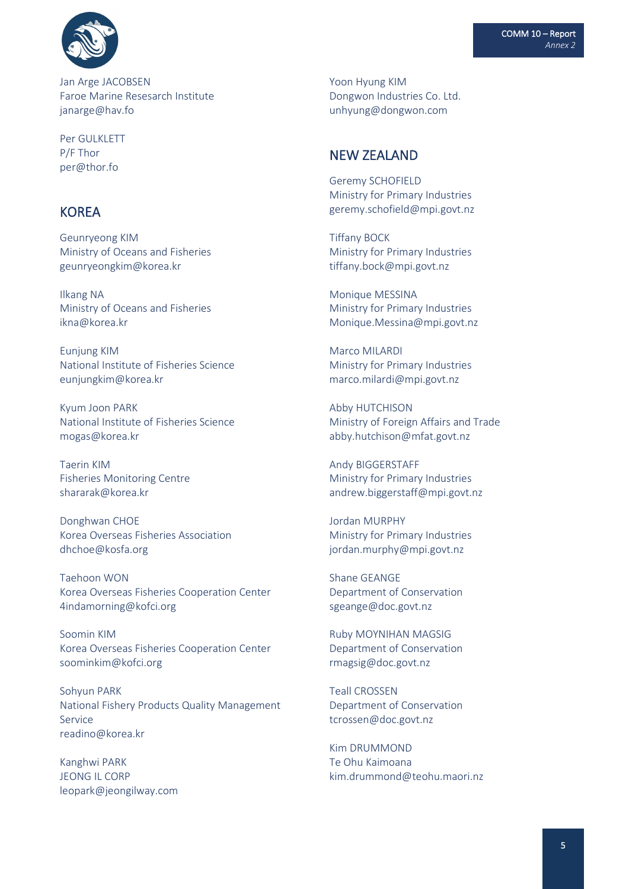Jan Arge JACOBSEN
Faroe Marine Resesarch Institute
janarge@hav.fo

Per GULKLETT
P/F Thor
per@thor.fo

## KOREA

Geunryeong KIM
Ministry of Oceans and Fisheries
geunryeongkim@korea.kr

Ilkang NA
Ministry of Oceans and Fisheries
ikna@korea.kr

Eunjung KIM
National Institute of Fisheries Science
eunjungkim@korea.kr

Kyum Joon PARK
National Institute of Fisheries Science
mogas@korea.kr

Taerin KIM
Fisheries Monitoring Centre
shararak@korea.kr

Donghwan CHOE
Korea Overseas Fisheries Association
dhchoe@kosfa.org

Taehoon WON
Korea Overseas Fisheries Cooperation Center
4indamorning@kofci.org

Soomin KIM
Korea Overseas Fisheries Cooperation Center
soominkim@kofci.org

Sohyun PARK
National Fishery Products Quality Management Service
readino@korea.kr

Kanghwi PARK
JEONG IL CORP
leopark@jeongilway.com

Yoon Hyung KIM
Dongwon Industries Co. Ltd.
unhyung@dongwon.com

## NEW ZEALAND

Geremy SCHOFIELD
Ministry for Primary Industries
geremy.schofield@mpi.govt.nz

Tiffany BOCK
Ministry for Primary Industries
tiffany.bock@mpi.govt.nz

Monique MESSINA
Ministry for Primary Industries
Monique.Messina@mpi.govt.nz

Marco MILARDI
Ministry for Primary Industries
marco.milardi@mpi.govt.nz

Abby HUTCHISON
Ministry of Foreign Affairs and Trade
abby.hutchison@mfat.govt.nz

Andy BIGGERSTAFF
Ministry for Primary Industries
andrew.biggerstaff@mpi.govt.nz

Jordan MURPHY
Ministry for Primary Industries
jordan.murphy@mpi.govt.nz

Shane GEANGE
Department of Conservation
sgeange@doc.govt.nz

Ruby MOYNIHAN MAGSIG
Department of Conservation
rmagsig@doc.govt.nz

Teall CROSSEN
Department of Conservation
tcrossen@doc.govt.nz

Kim DRUMMOND
Te Ohu Kaimoana
kim.drummond@teohu.maori.nz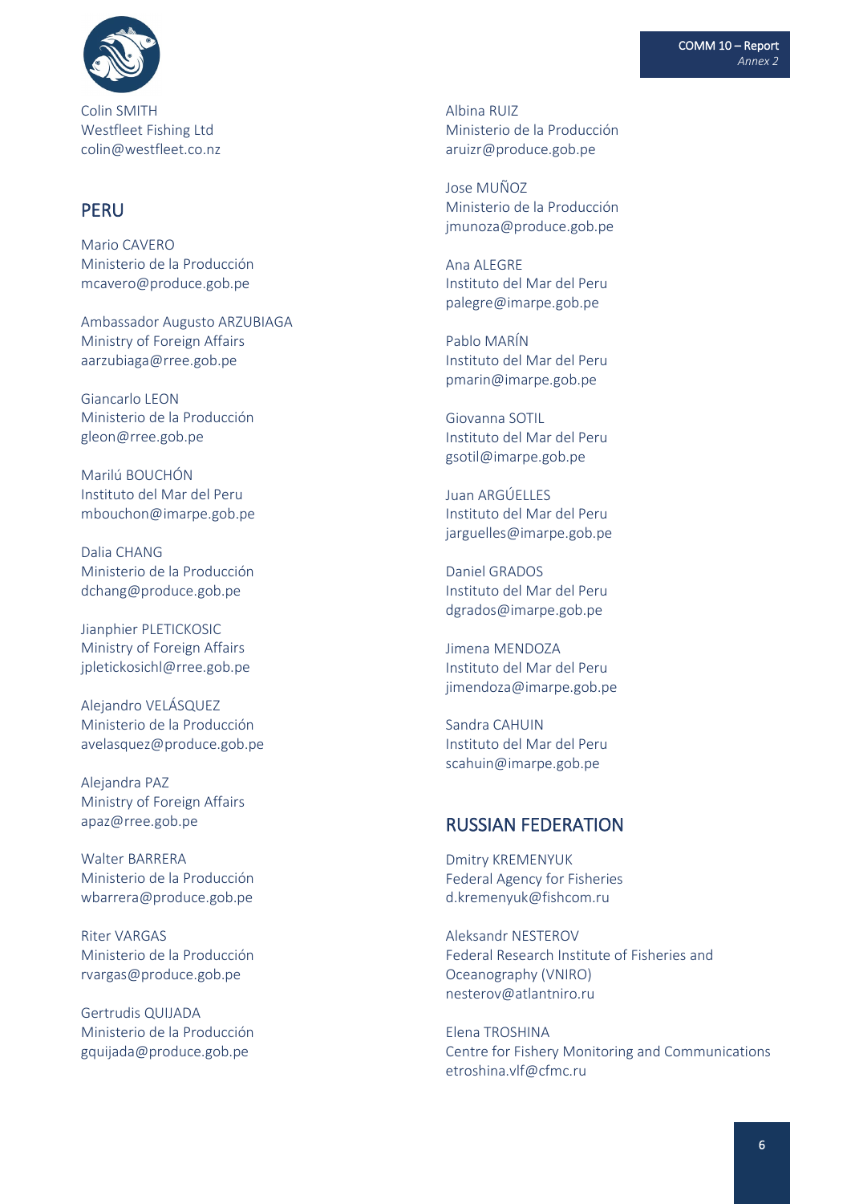Colin SMITH
Westfleet Fishing Ltd
colin@westfleet.co.nz

## PERU

Mario CAVERO
Ministerio de la Producción
mcavero@produce.gob.pe

Ambassador Augusto ARZUBIAGA
Ministry of Foreign Affairs
aarzubiaga@rree.gob.pe

Giancarlo LEON
Ministerio de la Producción
gleon@rree.gob.pe

Marilú BOUCHÓN
Instituto del Mar del Peru
mbouchon@imarpe.gob.pe

Dalia CHANG
Ministerio de la Producción
dchang@produce.gob.pe

Jianphier PLETICKOSIC
Ministry of Foreign Affairs
jpletickosichl@rree.gob.pe

Alejandro VELÁSQUEZ
Ministerio de la Producción
avelasquez@produce.gob.pe

Alejandra PAZ
Ministry of Foreign Affairs
apaz@rree.gob.pe

Walter BARRERA
Ministerio de la Producción
wbarrera@produce.gob.pe

Riter VARGAS
Ministerio de la Producción
rvargas@produce.gob.pe

Gertrudis QUIJADA
Ministerio de la Producción
gquijada@produce.gob.pe

Albina RUIZ
Ministerio de la Producción
aruizr@produce.gob.pe

Jose MUÑOZ
Ministerio de la Producción
jmunoza@produce.gob.pe

Ana ALEGRE
Instituto del Mar del Peru
palegre@imarpe.gob.pe

Pablo MARÍN
Instituto del Mar del Peru
pmarin@imarpe.gob.pe

Giovanna SOTIL
Instituto del Mar del Peru
gsotil@imarpe.gob.pe

Juan ARGÜELLES
Instituto del Mar del Peru
jarguelles@imarpe.gob.pe

Daniel GRADOS
Instituto del Mar del Peru
dgrados@imarpe.gob.pe

Jimena MENDOZA
Instituto del Mar del Peru
jimendoza@imarpe.gob.pe

Sandra CAHUIN
Instituto del Mar del Peru
scahuin@imarpe.gob.pe

## RUSSIAN FEDERATION

Dmitry KREMENYUK
Federal Agency for Fisheries
d.kremenyuk@fishcom.ru

Aleksandr NESTEROV
Federal Research Institute of Fisheries and Oceanography (VNIRO)
nesterov@atlantniro.ru

Elena TROSHINA
Centre for Fishery Monitoring and Communications
etroshina.vlf@cfmc.ru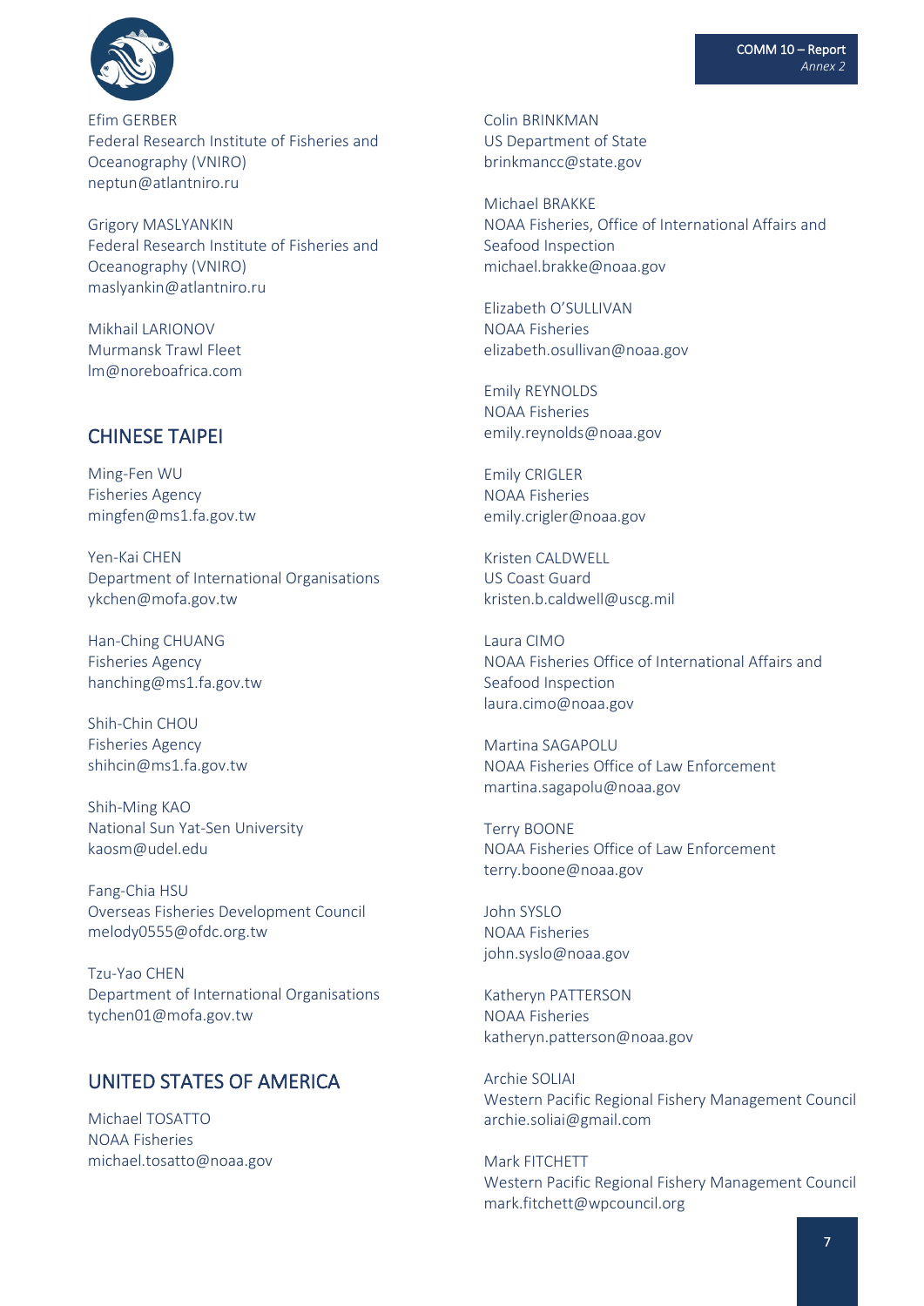Efim GERBER
Federal Research Institute of Fisheries and Oceanography (VNIRO)
neptun@atlantniro.ru

Grigory MASLYANKIN
Federal Research Institute of Fisheries and Oceanography (VNIRO)
maslyankin@atlantniro.ru

Mikhail LARIONOV
Murmansk Trawl Fleet
lm@noreboafrica.com

## CHINESE TAIPEI

Ming-Fen WU
Fisheries Agency
mingfen@ms1.fa.gov.tw

Yen-Kai CHEN
Department of International Organisations
ykchen@mofa.gov.tw

Han-Ching CHUANG
Fisheries Agency
hanching@ms1.fa.gov.tw

Shih-Chin CHOU
Fisheries Agency
shihcin@ms1.fa.gov.tw

Shih-Ming KAO
National Sun Yat-Sen University
kaosm@udel.edu

Fang-Chia HSU
Overseas Fisheries Development Council
melody0555@ofdc.org.tw

Tzu-Yao CHEN
Department of International Organisations
tychen01@mofa.gov.tw

## UNITED STATES OF AMERICA

Michael TOSATTO
NOAA Fisheries
michael.tosatto@noaa.gov

Colin BRINKMAN
US Department of State
brinkmancc@state.gov

Michael BRAKKE
NOAA Fisheries, Office of International Affairs and Seafood Inspection
michael.brakke@noaa.gov

Elizabeth O'SULLIVAN
NOAA Fisheries
elizabeth.osullivan@noaa.gov

Emily REYNOLDS
NOAA Fisheries
emily.reynolds@noaa.gov

Emily CRIGLER
NOAA Fisheries
emily.crigler@noaa.gov

Kristen CALDWELL
US Coast Guard
kristen.b.caldwell@uscg.mil

Laura CIMO
NOAA Fisheries Office of International Affairs and Seafood Inspection
laura.cimo@noaa.gov

Martina SAGAPOLU
NOAA Fisheries Office of Law Enforcement
martina.sagapolu@noaa.gov

Terry BOONE
NOAA Fisheries Office of Law Enforcement
terry.boone@noaa.gov

John SYSLO
NOAA Fisheries
john.syslo@noaa.gov

Katheryn PATTERSON
NOAA Fisheries
katheryn.patterson@noaa.gov

Archie SOLIAI
Western Pacific Regional Fishery Management Council
archie.soliai@gmail.com

Mark FITCHETT
Western Pacific Regional Fishery Management Council
mark.fitchett@wpcouncil.org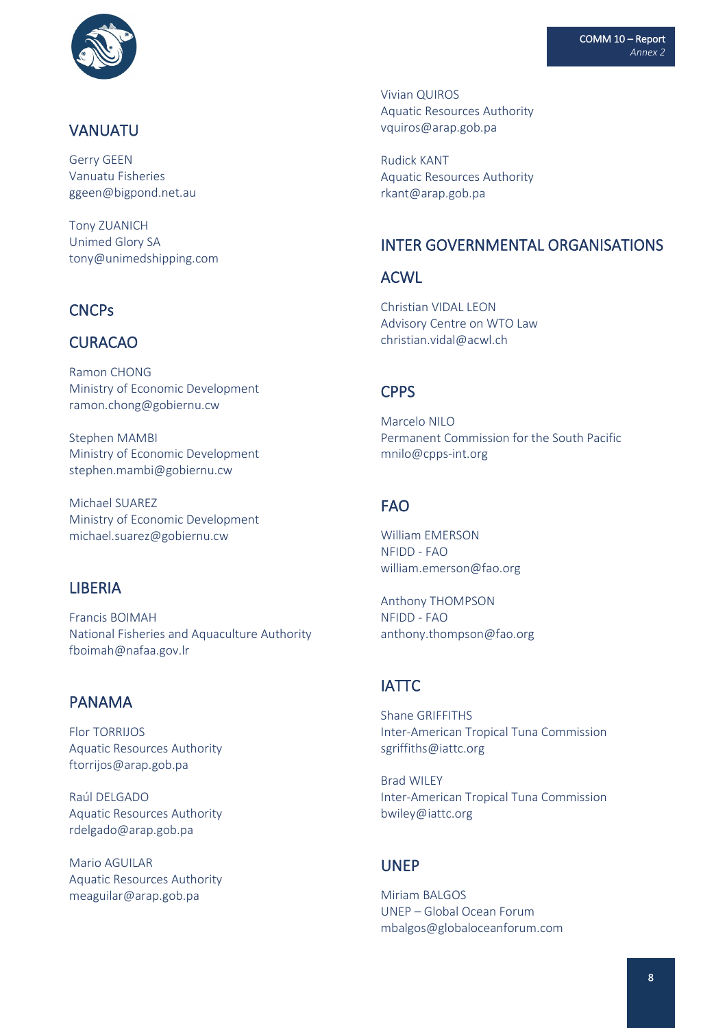## VANUATU

Gerry GEEN
Vanuatu Fisheries
ggeen@bigpond.net.au

Tony ZUANICH
Unimed Glory SA
tony@unimedshipping.com

## CNCPs

## CURACAO

Ramon CHONG
Ministry of Economic Development
ramon.chong@gobiernu.cw

Stephen MAMBI
Ministry of Economic Development
stephen.mambi@gobiernu.cw

Michael SUAREZ
Ministry of Economic Development
michael.suarez@gobiernu.cw

## LIBERIA

Francis BOIMAH
National Fisheries and Aquaculture Authority
fboimah@nafaa.gov.lr

## PANAMA

Flor TORRIJOS
Aquatic Resources Authority
ftorrijos@arap.gob.pa

Raúl DELGADO
Aquatic Resources Authority
rdelgado@arap.gob.pa

Mario AGUILAR
Aquatic Resources Authority
meaguilar@arap.gob.pa

Vivian QUIROS
Aquatic Resources Authority
vquiros@arap.gob.pa

Rudick KANT
Aquatic Resources Authority
rkant@arap.gob.pa

## INTER GOVERNMENTAL ORGANISATIONS

## ACWL

Christian VIDAL LEON
Advisory Centre on WTO Law
christian.vidal@acwl.ch

## CPPS

Marcelo NILO
Permanent Commission for the South Pacific
mnilo@cpps-int.org

## FAO

William EMERSON
NFIDD - FAO
william.emerson@fao.org

Anthony THOMPSON
NFIDD - FAO
anthony.thompson@fao.org

## IATTC

Shane GRIFFITHS
Inter-American Tropical Tuna Commission
sgriffiths@iattc.org

Brad WILEY
Inter-American Tropical Tuna Commission
bwiley@iattc.org

## UNEP

Miriam BALGOS
UNEP – Global Ocean Forum
mbalgos@globaloceanforum.com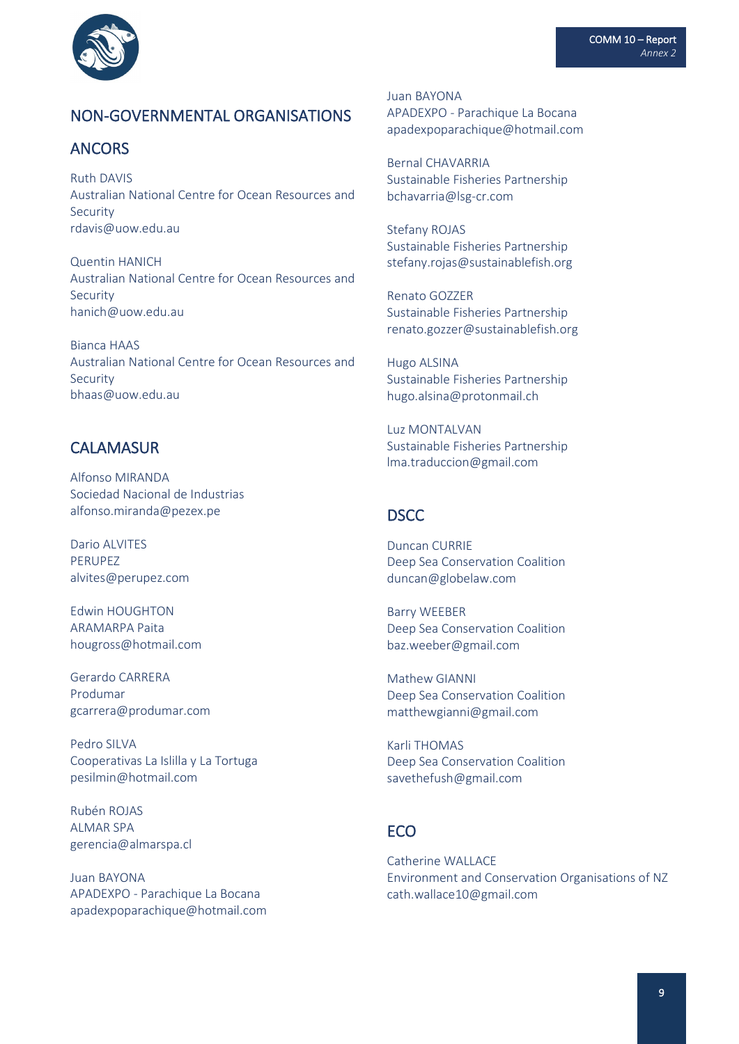# NON-GOVERNMENTAL ORGANISATIONS

## ANCORS

Ruth DAVIS
Australian National Centre for Ocean Resources and Security
rdavis@uow.edu.au

Quentin HANICH
Australian National Centre for Ocean Resources and Security
hanich@uow.edu.au

Bianca HAAS
Australian National Centre for Ocean Resources and Security
bhaas@uow.edu.au

## CALAMASUR

Alfonso MIRANDA
Sociedad Nacional de Industrias
alfonso.miranda@pezex.pe

Dario ALVITES
PERUPEZ
alvites@perupez.com

Edwin HOUGHTON
ARAMARPA Paita
hougross@hotmail.com

Gerardo CARRERA
Produmar
gcarrera@produmar.com

Pedro SILVA
Cooperativas La Islilla y La Tortuga
pesilmin@hotmail.com

Rubén ROJAS
ALMAR SPA
gerencia@almarspa.cl

Juan BAYONA
APADEXPO - Parachique La Bocana
apadexpoparachique@hotmail.com

Juan BAYONA
APADEXPO - Parachique La Bocana
apadexpoparachique@hotmail.com

Bernal CHAVARRIA
Sustainable Fisheries Partnership
bchavarria@lsg-cr.com

Stefany ROJAS
Sustainable Fisheries Partnership
stefany.rojas@sustainablefish.org

Renato GOZZER
Sustainable Fisheries Partnership
renato.gozzer@sustainablefish.org

Hugo ALSINA
Sustainable Fisheries Partnership
hugo.alsina@protonmail.ch

Luz MONTALVAN
Sustainable Fisheries Partnership
lma.traduccion@gmail.com

## DSCC

Duncan CURRIE
Deep Sea Conservation Coalition
duncan@globelaw.com

Barry WEEBER
Deep Sea Conservation Coalition
baz.weeber@gmail.com

Mathew GIANNI
Deep Sea Conservation Coalition
matthewgianni@gmail.com

Karli THOMAS
Deep Sea Conservation Coalition
savethefush@gmail.com

## ECO

Catherine WALLACE
Environment and Conservation Organisations of NZ
cath.wallace10@gmail.com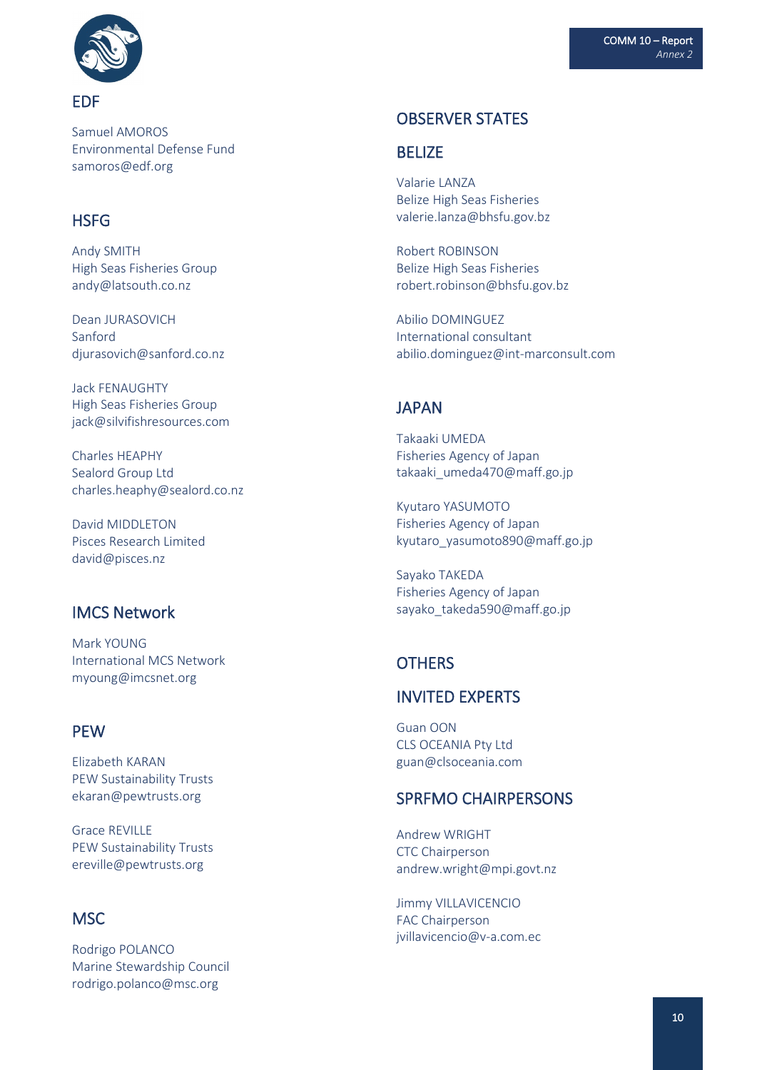## EDF

Samuel AMOROS
Environmental Defense Fund
samoros@edf.org

## HSFG

Andy SMITH
High Seas Fisheries Group
andy@latsouth.co.nz

Dean JURASOVICH
Sanford
djurasovich@sanford.co.nz

Jack FENAUGHTY
High Seas Fisheries Group
jack@silvifishresources.com

Charles HEAPHY
Sealord Group Ltd
charles.heaphy@sealord.co.nz

David MIDDLETON
Pisces Research Limited
david@pisces.nz

## IMCS Network

Mark YOUNG
International MCS Network
myoung@imcsnet.org

## PEW

Elizabeth KARAN
PEW Sustainability Trusts
ekaran@pewtrusts.org

Grace REVILLE
PEW Sustainability Trusts
ereville@pewtrusts.org

## MSC

Rodrigo POLANCO
Marine Stewardship Council
rodrigo.polanco@msc.org

## OBSERVER STATES

## BELIZE

Valarie LANZA
Belize High Seas Fisheries
valerie.lanza@bhsfu.gov.bz

Robert ROBINSON
Belize High Seas Fisheries
robert.robinson@bhsfu.gov.bz

Abilio DOMINGUEZ
International consultant
abilio.dominguez@int-marconsult.com

## JAPAN

Takaaki UMEDA
Fisheries Agency of Japan
takaaki_umeda470@maff.go.jp

Kyutaro YASUMOTO
Fisheries Agency of Japan
kyutaro_yasumoto890@maff.go.jp

Sayako TAKEDA
Fisheries Agency of Japan
sayako_takeda590@maff.go.jp

## OTHERS

## INVITED EXPERTS

Guan OON
CLS OCEANIA Pty Ltd
guan@clsoceania.com

## SPRFMO CHAIRPERSONS

Andrew WRIGHT
CTC Chairperson
andrew.wright@mpi.govt.nz

Jimmy VILLAVICENCIO
FAC Chairperson
jvillavicencio@v-a.com.ec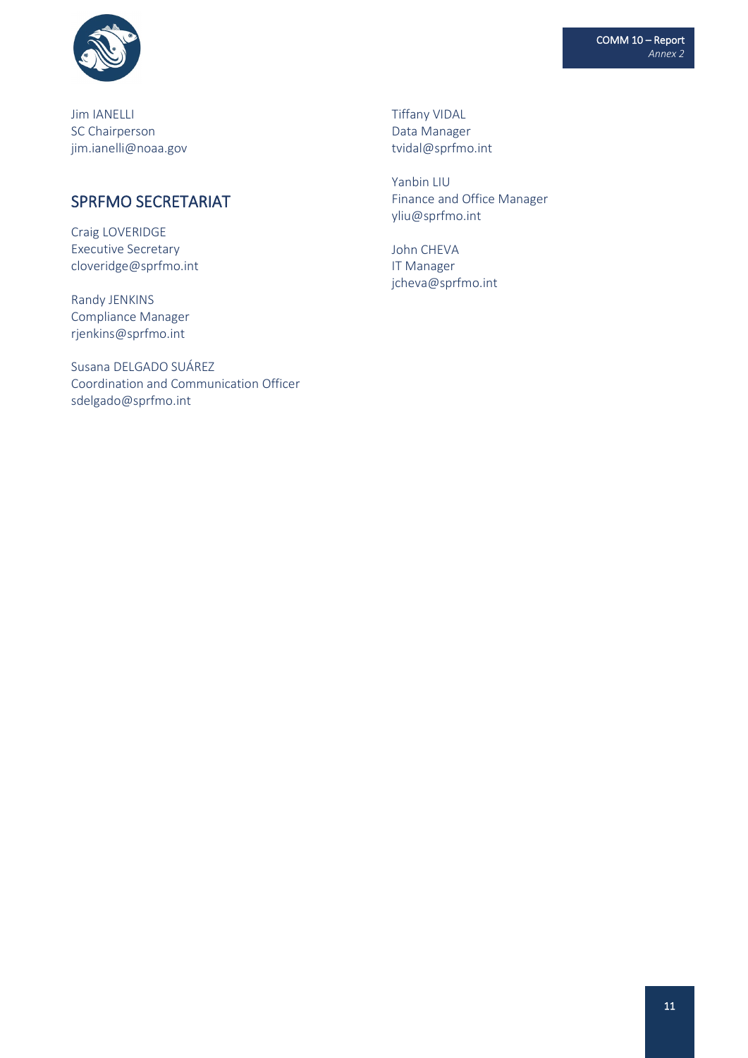Jim IANELLI
SC Chairperson
jim.ianelli@noaa.gov

## SPRFMO SECRETARIAT

Craig LOVERIDGE
Executive Secretary
cloveridge@sprfmo.int

Randy JENKINS
Compliance Manager
rjenkins@sprfmo.int

Susana DELGADO SUÁREZ
Coordination and Communication Officer
sdelgado@sprfmo.int

Tiffany VIDAL
Data Manager
tvidal@sprfmo.int

Yanbin LIU
Finance and Office Manager
yliu@sprfmo.int

John CHEVA
IT Manager
jcheva@sprfmo.int